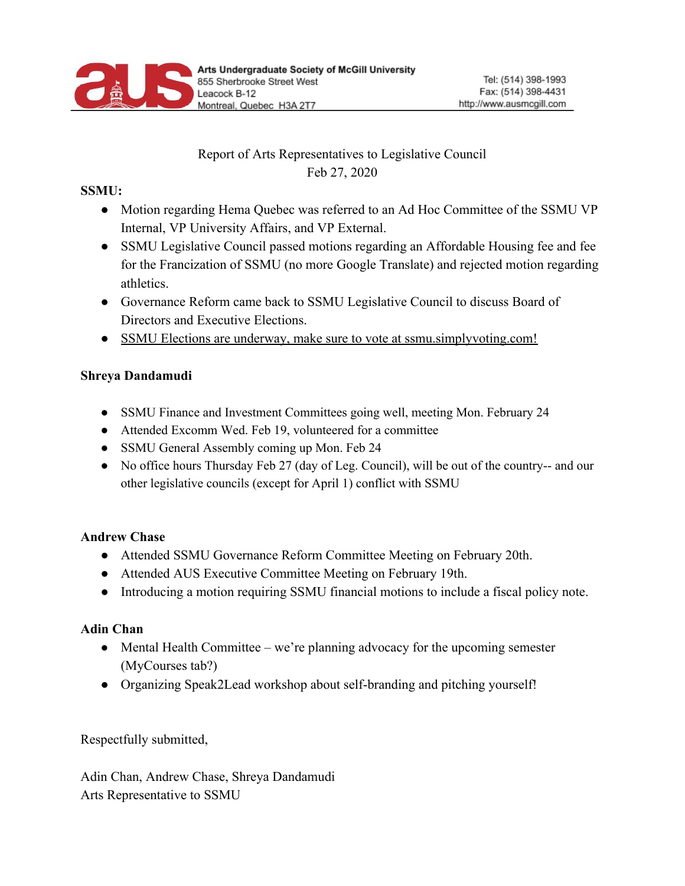Arts Undergraduate Society of McGill University
855 Sherbrooke Street West
Leacock B-12
Montreal, Quebec H3A 2T7

Tel: (514) 398-1993
Fax: (514) 398-4431
http://www.ausmcgill.com

Report of Arts Representatives to Legislative Council
Feb 27, 2020

**SSMU:**

- Motion regarding Hema Quebec was referred to an Ad Hoc Committee of the SSMU VP Internal, VP University Affairs, and VP External.
- SSMU Legislative Council passed motions regarding an Affordable Housing fee and fee for the Francization of SSMU (no more Google Translate) and rejected motion regarding athletics.
- Governance Reform came back to SSMU Legislative Council to discuss Board of Directors and Executive Elections.
- SSMU Elections are underway, make sure to vote at ssmu.simplyvoting.com!

**Shreya Dandamudi**

- SSMU Finance and Investment Committees going well, meeting Mon. February 24
- Attended Excomm Wed. Feb 19, volunteered for a committee
- SSMU General Assembly coming up Mon. Feb 24
- No office hours Thursday Feb 27 (day of Leg. Council), will be out of the country-- and our other legislative councils (except for April 1) conflict with SSMU

**Andrew Chase**

- Attended SSMU Governance Reform Committee Meeting on February 20th.
- Attended AUS Executive Committee Meeting on February 19th.
- Introducing a motion requiring SSMU financial motions to include a fiscal policy note.

**Adin Chan**

- Mental Health Committee – we're planning advocacy for the upcoming semester (MyCourses tab?)
- Organizing Speak2Lead workshop about self-branding and pitching yourself!

Respectfully submitted,

Adin Chan, Andrew Chase, Shreya Dandamudi
Arts Representative to SSMU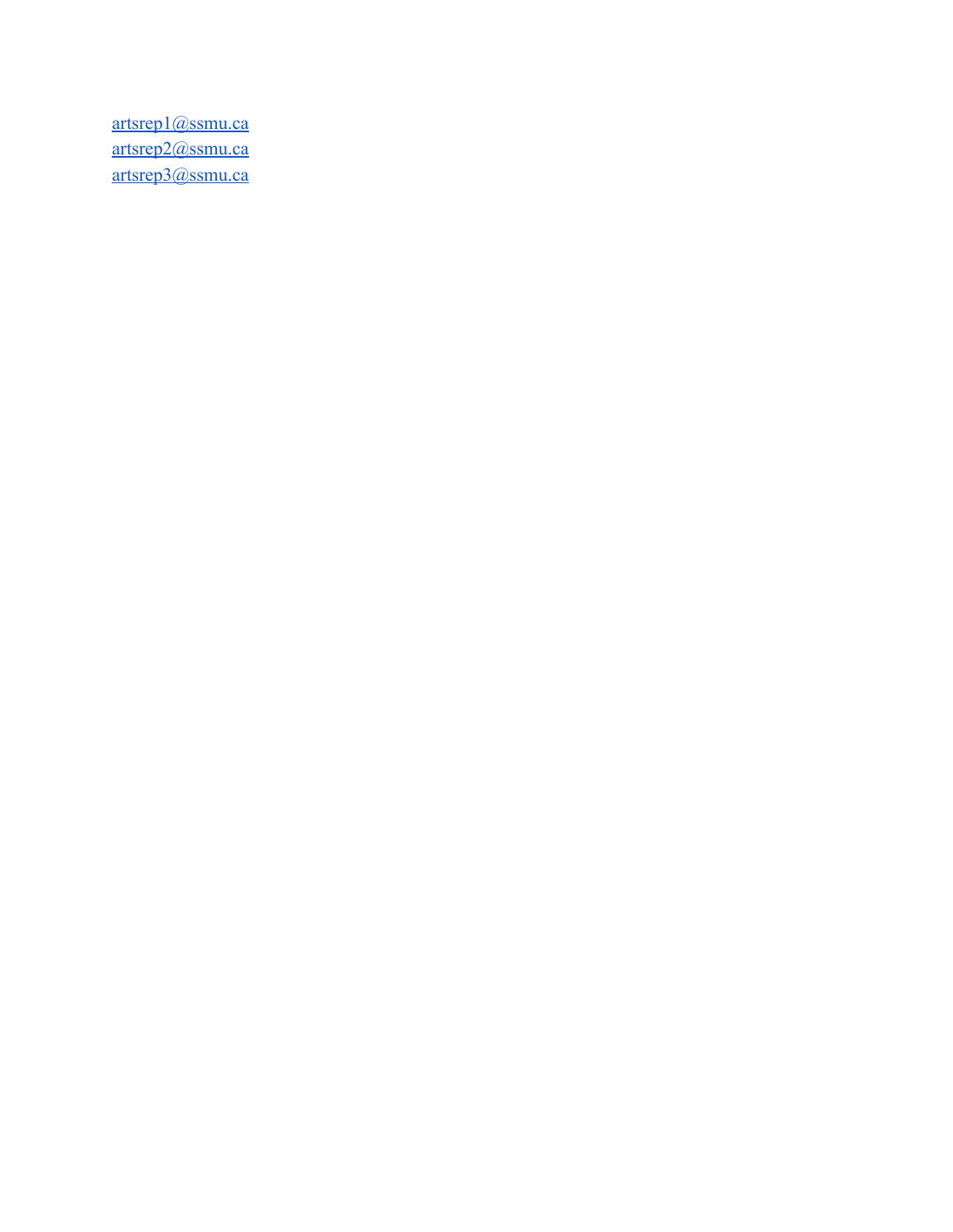[artsrep1@ssmu.ca](mailto:artsrep1@ssmu.ca)
[artsrep2@ssmu.ca](mailto:artsrep2@ssmu.ca)
[artsrep3@ssmu.ca](mailto:artsrep3@ssmu.ca)